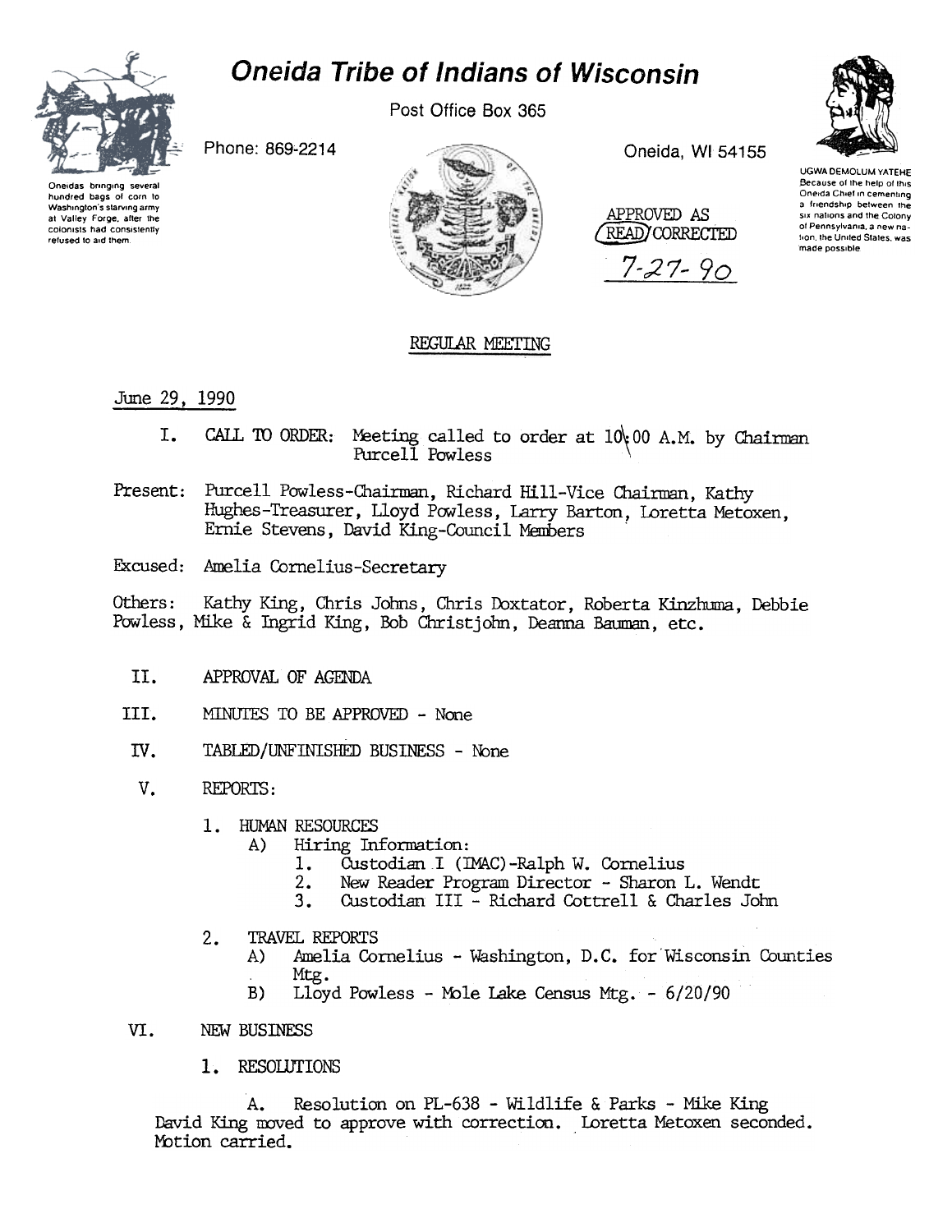# Oneida Tribe of Indians of Wisconsin

Post Office Box 365

Phone: 869-2214

Oneida, WI 54155

Oneidas bringing several hundred bags of corn to Washington's starving army at Valley Forge, after the colonists had consistently refused to aid them.

UGWA DEMOLUM YATEHE
Because of the help of this Oneida Chief in cementing a friendship between the six nations and the Colony of Pennsylvania, a new nation, the United States, was made possible

APPROVED AS READ/CORRECTED
7-27-90

## REGULAR MEETING

June 29, 1990

I. CALL TO ORDER: Meeting called to order at 10:00 A.M. by Chairman Purcell Powless

Present: Purcell Powless-Chairman, Richard Hill-Vice Chairman, Kathy Hughes-Treasurer, Lloyd Powless, Larry Barton, Loretta Metoxen, Ernie Stevens, David King-Council Members

Excused: Amelia Cornelius-Secretary

Others: Kathy King, Chris Johns, Chris Doxtator, Roberta Kinzhuma, Debbie Powless, Mike & Ingrid King, Bob Christjohn, Deanna Bauman, etc.

II. APPROVAL OF AGENDA

III. MINUTES TO BE APPROVED - None

IV. TABLED/UNFINISHED BUSINESS - None

V. REPORTS:

1. HUMAN RESOURCES
   - A) Hiring Information:
     1. Custodian I (IMAC)-Ralph W. Cornelius
     2. New Reader Program Director - Sharon L. Wendt
     3. Custodian III - Richard Cottrell & Charles John

2. TRAVEL REPORTS
   - A) Amelia Cornelius - Washington, D.C. for Wisconsin Counties Mtg.
   - B) Lloyd Powless - Mole Lake Census Mtg. - 6/20/90

VI. NEW BUSINESS

1. RESOLUTIONS

A. Resolution on PL-638 - Wildlife & Parks - Mike King
David King moved to approve with correction. Loretta Metoxen seconded. Motion carried.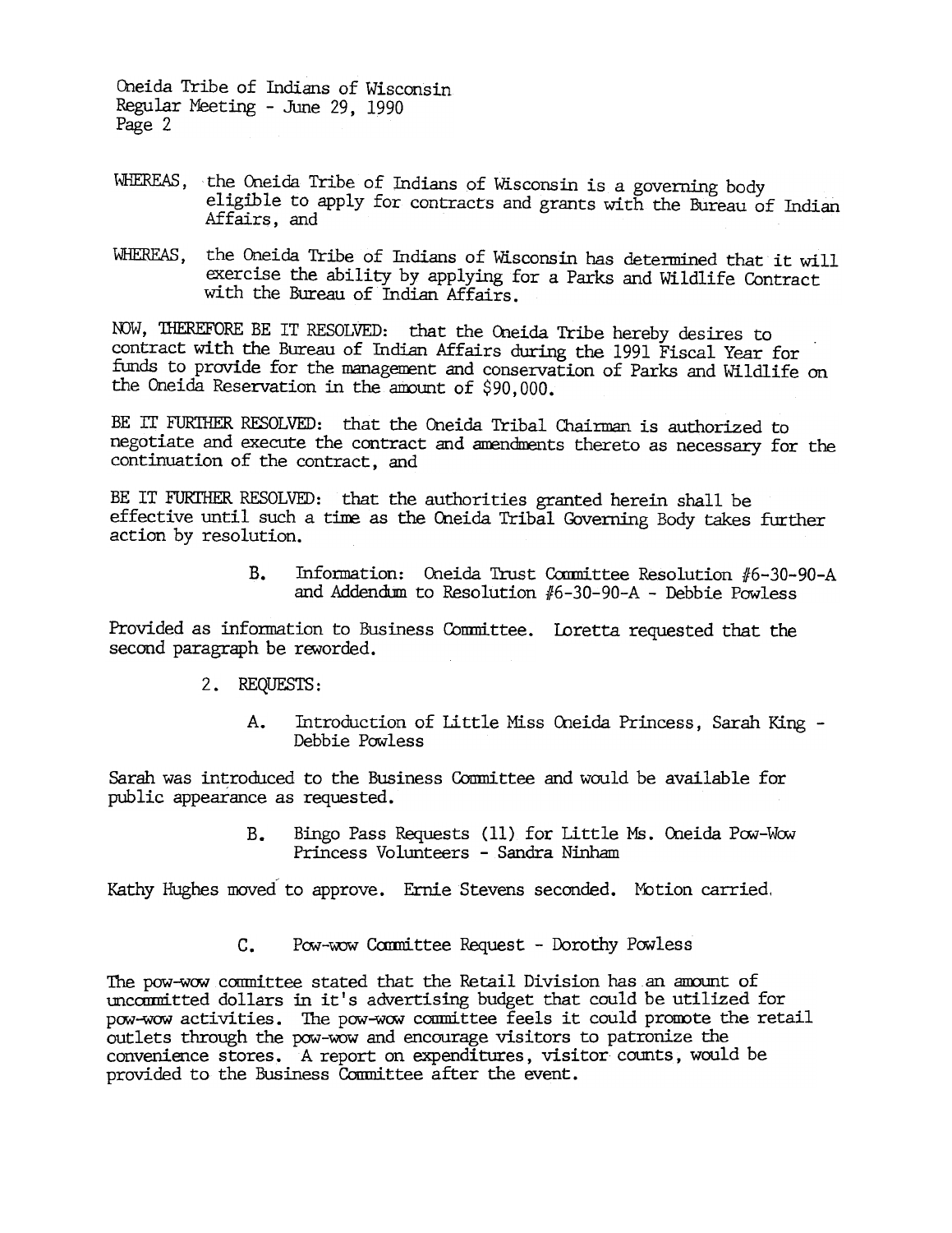WHEREAS, the Oneida Tribe of Indians of Wisconsin is a governing body eligible to apply for contracts and grants with the Bureau of Indian Affairs, and

WHEREAS, the Oneida Tribe of Indians of Wisconsin has determined that it will exercise the ability by applying for a Parks and Wildlife Contract with the Bureau of Indian Affairs.

NOW, THEREFORE BE IT RESOLVED: that the Oneida Tribe hereby desires to contract with the Bureau of Indian Affairs during the 1991 Fiscal Year for funds to provide for the management and conservation of Parks and Wildlife on the Oneida Reservation in the amount of $90,000.

BE IT FURTHER RESOLVED: that the Oneida Tribal Chairman is authorized to negotiate and execute the contract and amendments thereto as necessary for the continuation of the contract, and

BE IT FURTHER RESOLVED: that the authorities granted herein shall be effective until such a time as the Oneida Tribal Governing Body takes further action by resolution.

B. Information: Oneida Trust Committee Resolution #6-30-90-A and Addendum to Resolution #6-30-90-A - Debbie Powless

Provided as information to Business Committee. Loretta requested that the second paragraph be reworded.

2. REQUESTS:

A. Introduction of Little Miss Oneida Princess, Sarah King - Debbie Powless

Sarah was introduced to the Business Committee and would be available for public appearance as requested.

B. Bingo Pass Requests (11) for Little Ms. Oneida Pow-Wow Princess Volunteers - Sandra Ninham

Kathy Hughes moved to approve. Ernie Stevens seconded. Motion carried.

C. Pow-wow Committee Request - Dorothy Powless

The pow-wow committee stated that the Retail Division has an amount of uncommitted dollars in it's advertising budget that could be utilized for pow-wow activities. The pow-wow committee feels it could promote the retail outlets through the pow-wow and encourage visitors to patronize the convenience stores. A report on expenditures, visitor counts, would be provided to the Business Committee after the event.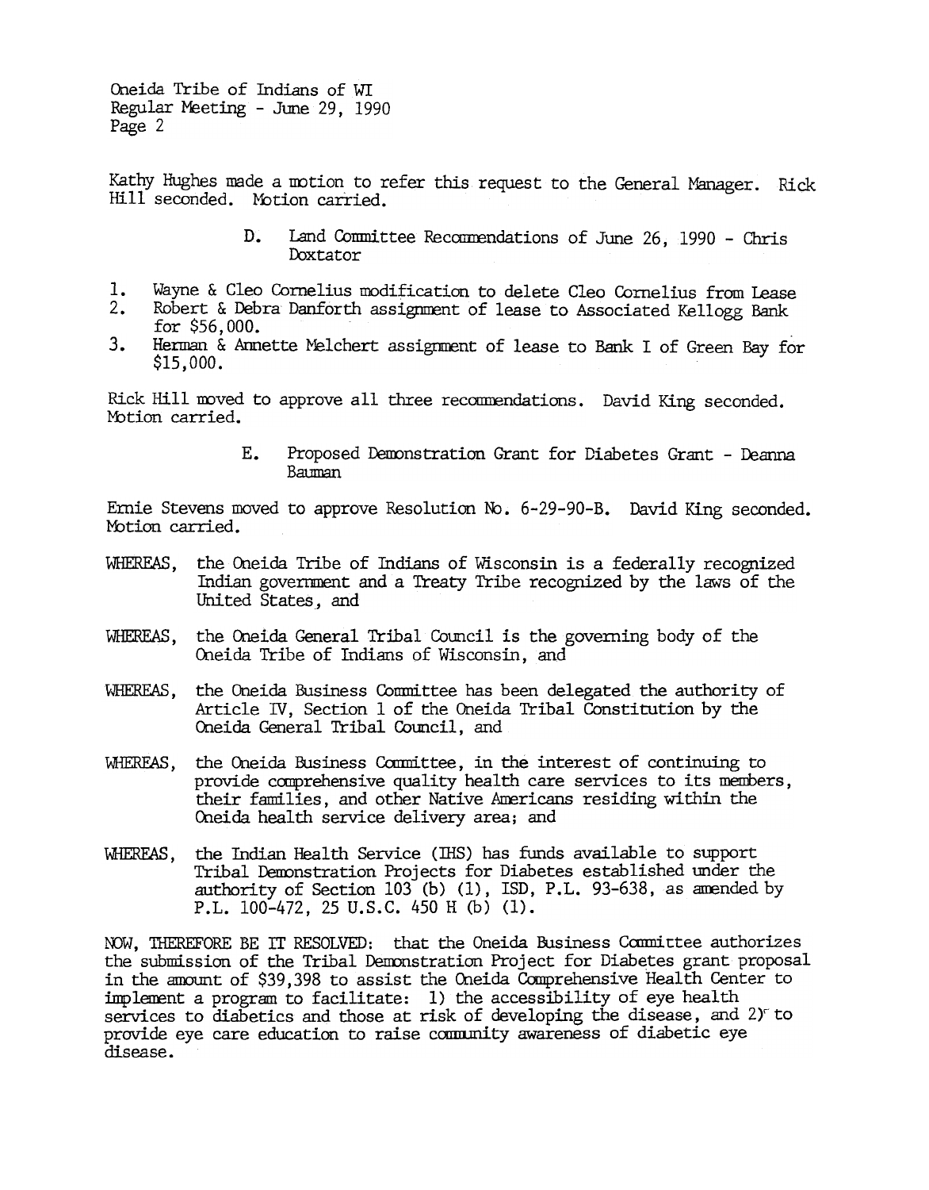Kathy Hughes made a motion to refer this request to the General Manager. Rick Hill seconded. Motion carried.

D. Land Committee Recommendations of June 26, 1990 - Chris Doxtator

1. Wayne & Cleo Cornelius modification to delete Cleo Cornelius from Lease
2. Robert & Debra Danforth assignment of lease to Associated Kellogg Bank for $56,000.
3. Herman & Annette Melchert assignment of lease to Bank I of Green Bay for $15,000.

Rick Hill moved to approve all three recommendations. David King seconded. Motion carried.

E. Proposed Demonstration Grant for Diabetes Grant - Deanna Bauman

Ernie Stevens moved to approve Resolution No. 6-29-90-B. David King seconded. Motion carried.

WHEREAS, the Oneida Tribe of Indians of Wisconsin is a federally recognized Indian government and a Treaty Tribe recognized by the laws of the United States, and

WHEREAS, the Oneida General Tribal Council is the governing body of the Oneida Tribe of Indians of Wisconsin, and

WHEREAS, the Oneida Business Committee has been delegated the authority of Article IV, Section 1 of the Oneida Tribal Constitution by the Oneida General Tribal Council, and

WHEREAS, the Oneida Business Committee, in the interest of continuing to provide comprehensive quality health care services to its members, their families, and other Native Americans residing within the Oneida health service delivery area; and

WHEREAS, the Indian Health Service (IHS) has funds available to support Tribal Demonstration Projects for Diabetes established under the authority of Section 103 (b) (1), ISD, P.L. 93-638, as amended by P.L. 100-472, 25 U.S.C. 450 H (b) (1).

NOW, THEREFORE BE IT RESOLVED: that the Oneida Business Committee authorizes the submission of the Tribal Demonstration Project for Diabetes grant proposal in the amount of $39,398 to assist the Oneida Comprehensive Health Center to implement a program to facilitate: 1) the accessibility of eye health services to diabetics and those at risk of developing the disease, and 2) to provide eye care education to raise community awareness of diabetic eye disease.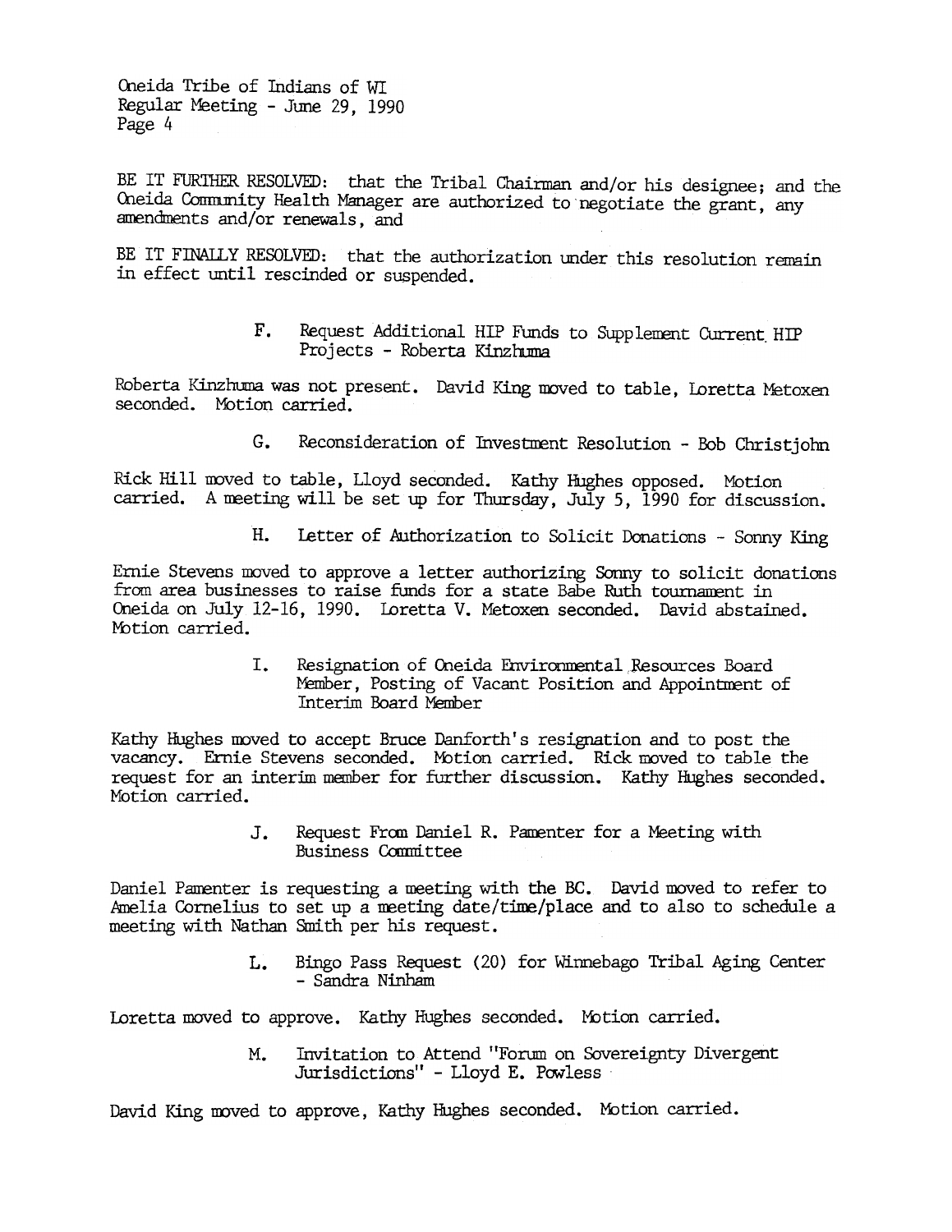BE IT FURTHER RESOLVED: that the Tribal Chairman and/or his designee; and the Oneida Community Health Manager are authorized to negotiate the grant, any amendments and/or renewals, and

BE IT FINALLY RESOLVED: that the authorization under this resolution remain in effect until rescinded or suspended.

F. Request Additional HIP Funds to Supplement Current HIP Projects - Roberta Kinzhuma

Roberta Kinzhuma was not present. David King moved to table, Loretta Metoxen seconded. Motion carried.

G. Reconsideration of Investment Resolution - Bob Christjohn

Rick Hill moved to table, Lloyd seconded. Kathy Hughes opposed. Motion carried. A meeting will be set up for Thursday, July 5, 1990 for discussion.

H. Letter of Authorization to Solicit Donations - Sonny King

Ernie Stevens moved to approve a letter authorizing Sonny to solicit donations from area businesses to raise funds for a state Babe Ruth tournament in Oneida on July 12-16, 1990. Loretta V. Metoxen seconded. David abstained. Motion carried.

I. Resignation of Oneida Environmental Resources Board Member, Posting of Vacant Position and Appointment of Interim Board Member

Kathy Hughes moved to accept Bruce Danforth's resignation and to post the vacancy. Ernie Stevens seconded. Motion carried. Rick moved to table the request for an interim member for further discussion. Kathy Hughes seconded. Motion carried.

J. Request From Daniel R. Pamenter for a Meeting with Business Committee

Daniel Pamenter is requesting a meeting with the BC. David moved to refer to Amelia Cornelius to set up a meeting date/time/place and to also to schedule a meeting with Nathan Smith per his request.

L. Bingo Pass Request (20) for Winnebago Tribal Aging Center - Sandra Ninham

Loretta moved to approve. Kathy Hughes seconded. Motion carried.

M. Invitation to Attend "Forum on Sovereignty Divergent Jurisdictions" - Lloyd E. Powless

David King moved to approve, Kathy Hughes seconded. Motion carried.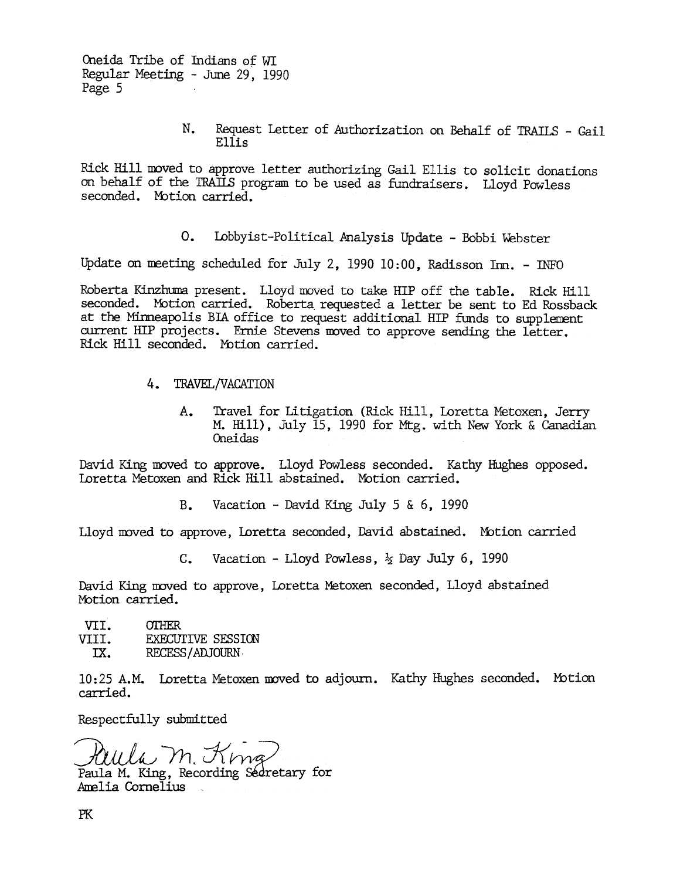N. Request Letter of Authorization on Behalf of TRAILS - Gail Ellis

Rick Hill moved to approve letter authorizing Gail Ellis to solicit donations on behalf of the TRAILS program to be used as fundraisers. Lloyd Powless seconded. Motion carried.

O. Lobbyist-Political Analysis Update - Bobbi Webster

Update on meeting scheduled for July 2, 1990 10:00, Radisson Inn. - INFO

Roberta Kinzhuma present. Lloyd moved to take HIP off the table. Rick Hill seconded. Motion carried. Roberta requested a letter be sent to Ed Rossback at the Minneapolis BIA office to request additional HIP funds to supplement current HIP projects. Ernie Stevens moved to approve sending the letter. Rick Hill seconded. Motion carried.

4. TRAVEL/VACATION

A. Travel for Litigation (Rick Hill, Loretta Metoxen, Jerry M. Hill), July 15, 1990 for Mtg. with New York & Canadian Oneidas

David King moved to approve. Lloyd Powless seconded. Kathy Hughes opposed. Loretta Metoxen and Rick Hill abstained. Motion carried.

B. Vacation - David King July 5 & 6, 1990

Lloyd moved to approve, Loretta seconded, David abstained. Motion carried

C. Vacation - Lloyd Powless, ½ Day July 6, 1990

David King moved to approve, Loretta Metoxen seconded, Lloyd abstained Motion carried.

VII. OTHER
VIII. EXECUTIVE SESSION
IX. RECESS/ADJOURN

10:25 A.M. Loretta Metoxen moved to adjourn. Kathy Hughes seconded. Motion carried.

Respectfully submitted

Paula M. King

Paula M. King, Recording Secretary for
Amelia Cornelius

PK